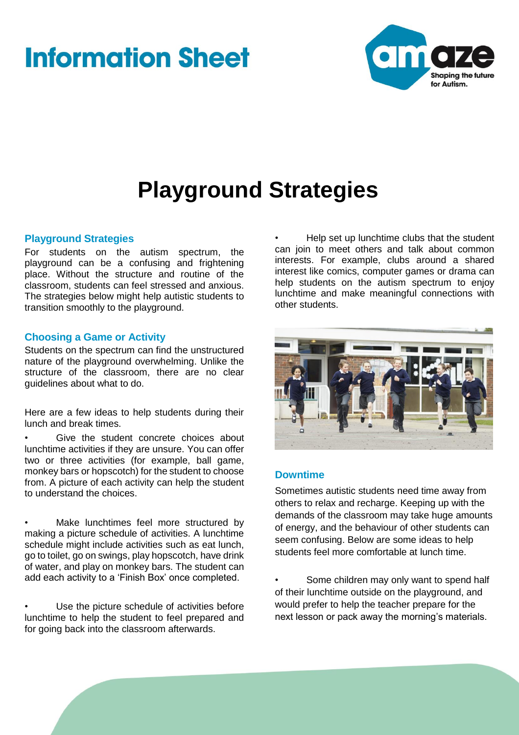# Information Sheet

# Playground Strategies

## Playground Strategies

For students on the autism spectrum, the playground can be a confusing and frightening place. Without the structure and routine of the classroom, students can feel stressed and anxious. The strategies below might help autistic students to transition smoothly to the playground.

## Choosing a Game or Activity

Students on the spectrum can find the unstructured nature of the playground overwhelming. Unlike the structure of the classroom, there are no clear guidelines about what to do.

Here are a few ideas to help students during their lunch and break times.

- Give the student concrete choices about lunchtime activities if they are unsure. You can offer two or three activities (for example, ball game, monkey bars or hopscotch) for the student to choose from. A picture of each activity can help the student to understand the choices.

- Make lunchtimes feel more structured by making a picture schedule of activities. A lunchtime schedule might include activities such as eat lunch, go to toilet, go on swings, play hopscotch, have drink of water, and play on monkey bars. The student can add each activity to a 'Finish Box' once completed.

- Use the picture schedule of activities before lunchtime to help the student to feel prepared and for going back into the classroom afterwards.

- Help set up lunchtime clubs that the student can join to meet others and talk about common interests. For example, clubs around a shared interest like comics, computer games or drama can help students on the autism spectrum to enjoy lunchtime and make meaningful connections with other students.

## Downtime

Sometimes autistic students need time away from others to relax and recharge. Keeping up with the demands of the classroom may take huge amounts of energy, and the behaviour of other students can seem confusing. Below are some ideas to help students feel more comfortable at lunch time.

- Some children may only want to spend half of their lunchtime outside on the playground, and would prefer to help the teacher prepare for the next lesson or pack away the morning's materials.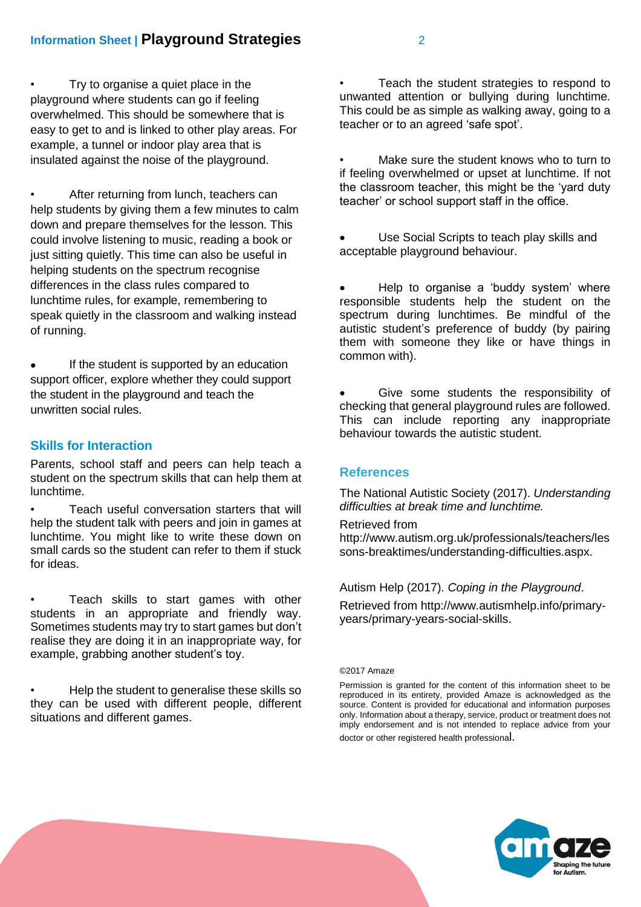- Try to organise a quiet place in the playground where students can go if feeling overwhelmed. This should be somewhere that is easy to get to and is linked to other play areas. For example, a tunnel or indoor play area that is insulated against the noise of the playground.

- After returning from lunch, teachers can help students by giving them a few minutes to calm down and prepare themselves for the lesson. This could involve listening to music, reading a book or just sitting quietly. This time can also be useful in helping students on the spectrum recognise differences in the class rules compared to lunchtime rules, for example, remembering to speak quietly in the classroom and walking instead of running.

- If the student is supported by an education support officer, explore whether they could support the student in the playground and teach the unwritten social rules.

## Skills for Interaction

Parents, school staff and peers can help teach a student on the spectrum skills that can help them at lunchtime.

- Teach useful conversation starters that will help the student talk with peers and join in games at lunchtime. You might like to write these down on small cards so the student can refer to them if stuck for ideas.

- Teach skills to start games with other students in an appropriate and friendly way. Sometimes students may try to start games but don't realise they are doing it in an inappropriate way, for example, grabbing another student's toy.

- Help the student to generalise these skills so they can be used with different people, different situations and different games.

- Teach the student strategies to respond to unwanted attention or bullying during lunchtime. This could be as simple as walking away, going to a teacher or to an agreed 'safe spot'.

- Make sure the student knows who to turn to if feeling overwhelmed or upset at lunchtime. If not the classroom teacher, this might be the 'yard duty teacher' or school support staff in the office.

- Use Social Scripts to teach play skills and acceptable playground behaviour.

- Help to organise a 'buddy system' where responsible students help the student on the spectrum during lunchtimes. Be mindful of the autistic student's preference of buddy (by pairing them with someone they like or have things in common with).

- Give some students the responsibility of checking that general playground rules are followed. This can include reporting any inappropriate behaviour towards the autistic student.

## References

The National Autistic Society (2017). *Understanding difficulties at break time and lunchtime.*

Retrieved from http://www.autism.org.uk/professionals/teachers/lessons-breaktimes/understanding-difficulties.aspx.

Autism Help (2017). *Coping in the Playground*.

Retrieved from http://www.autismhelp.info/primary-years/primary-years-social-skills.

©2017 Amaze

Permission is granted for the content of this information sheet to be reproduced in its entirety, provided Amaze is acknowledged as the source. Content is provided for educational and information purposes only. Information about a therapy, service, product or treatment does not imply endorsement and is not intended to replace advice from your doctor or other registered health professional.

amaze Shaping the future for Autism.